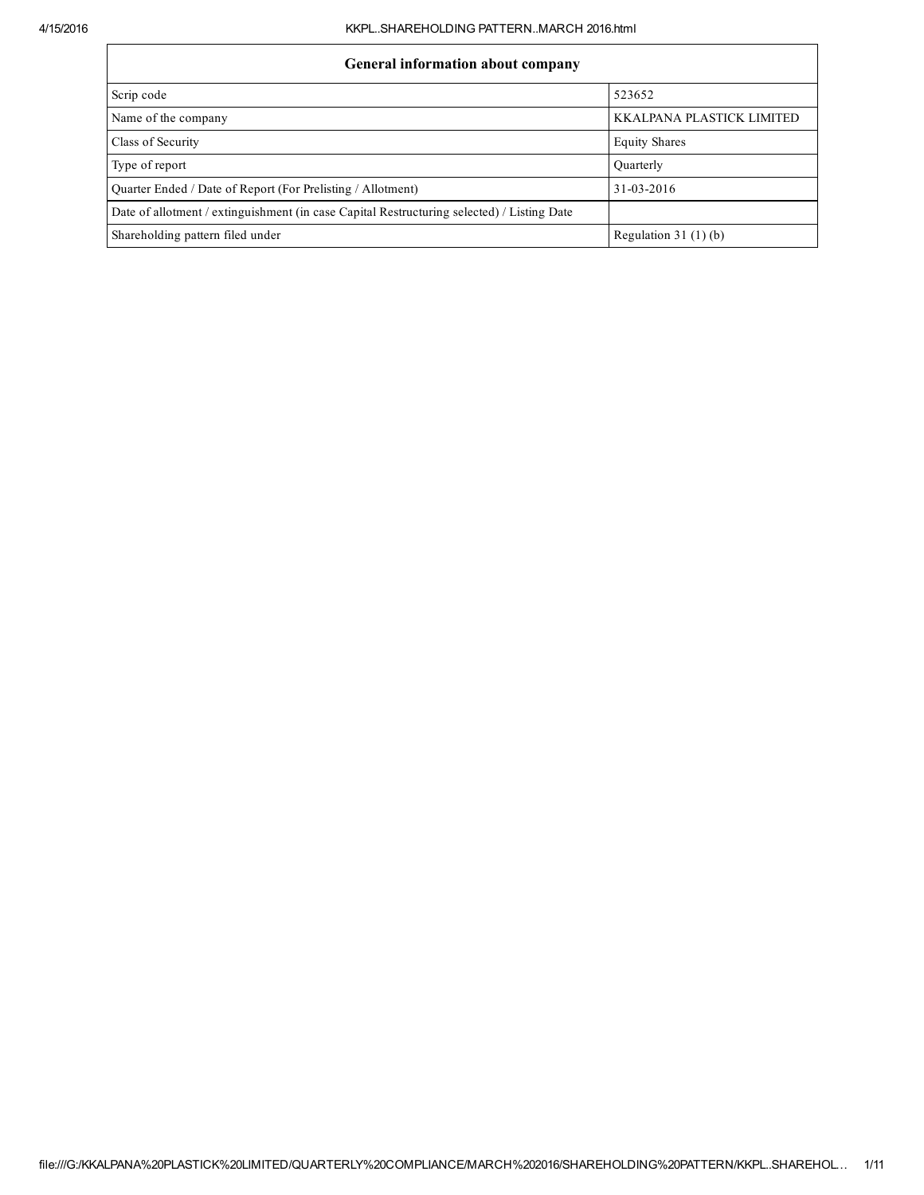| General information about company | |
|---|---|
| Scrip code | 523652 |
| Name of the company | KKALPANA PLASTICK LIMITED |
| Class of Security | Equity Shares |
| Type of report | Quarterly |
| Quarter Ended / Date of Report (For Prelisting / Allotment) | 31-03-2016 |
| Date of allotment / extinguishment (in case Capital Restructuring selected) / Listing Date | |
| Shareholding pattern filed under | Regulation 31 (1) (b) |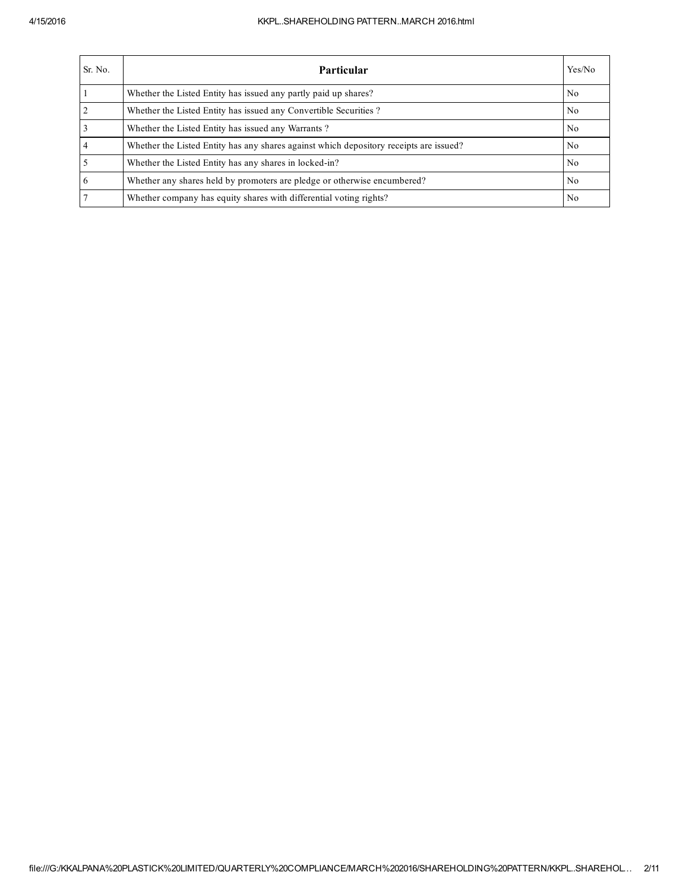| Sr. No. | Particular | Yes/No |
|---|---|---|
| 1 | Whether the Listed Entity has issued any partly paid up shares? | No |
| 2 | Whether the Listed Entity has issued any Convertible Securities ? | No |
| 3 | Whether the Listed Entity has issued any Warrants ? | No |
| 4 | Whether the Listed Entity has any shares against which depository receipts are issued? | No |
| 5 | Whether the Listed Entity has any shares in locked-in? | No |
| 6 | Whether any shares held by promoters are pledge or otherwise encumbered? | No |
| 7 | Whether company has equity shares with differential voting rights? | No |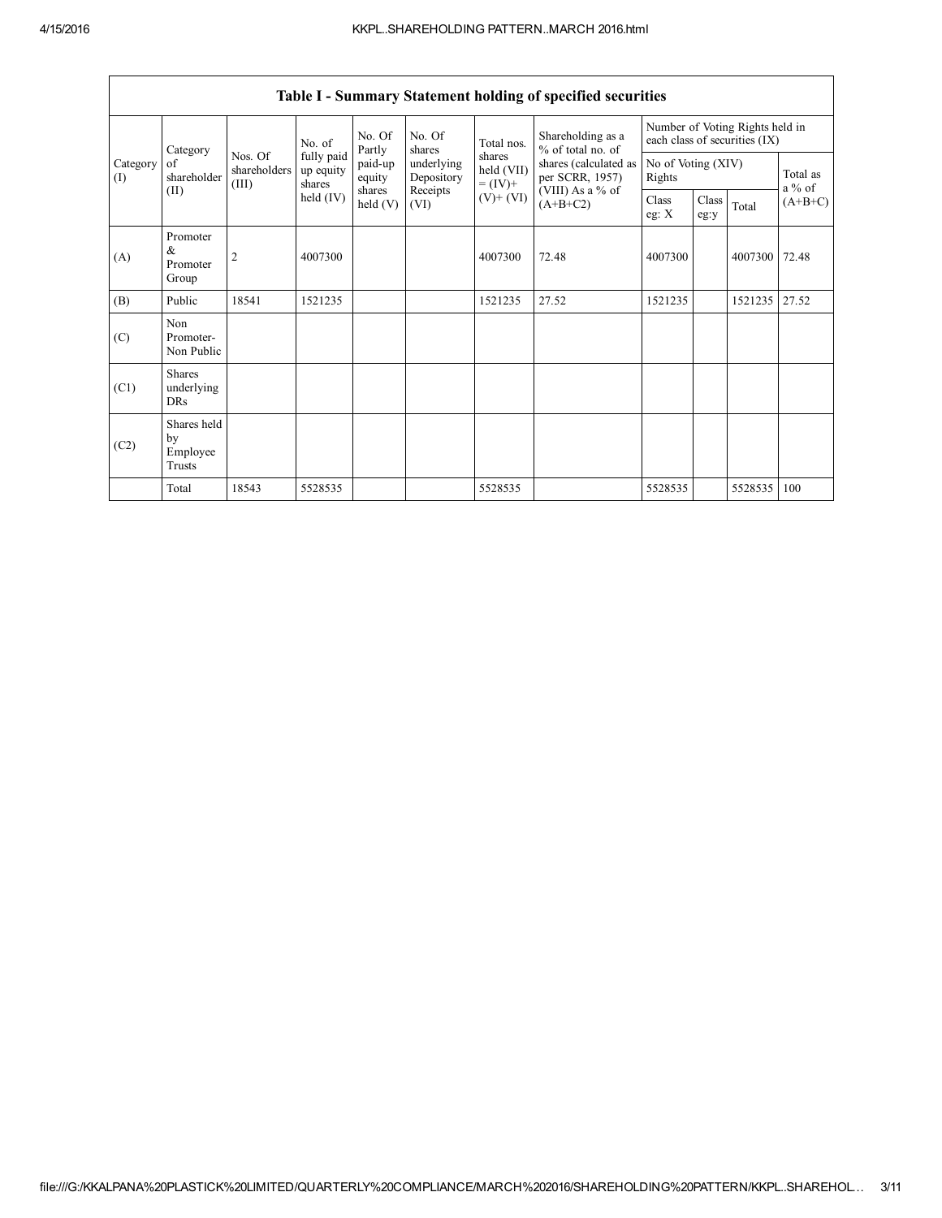| Table I - Summary Statement holding of specified securities | | | | | | | | | | | | |
|---|---|---|---|---|---|---|---|---|---|---|---|---|
| Category (I) | Category of shareholder (II) | Nos. Of shareholders (III) | No. of fully paid up equity shares held (IV) | No. Of Partly paid-up equity shares held (V) | No. Of shares underlying Depository Receipts (VI) | Total nos. shares held (VII) = (IV)+ (V)+ (VI) | Shareholding as a % of total no. of shares (calculated as per SCRR, 1957) (VIII) As a % of (A+B+C2) | Number of Voting Rights held in each class of securities (IX) | | | |
| | | | | | | | | No of Voting (XIV) Rights | | | Total as a % of (A+B+C) |
| | | | | | | | | Class eg: X | Class eg:y | Total | |
| (A) | Promoter & Promoter Group | 2 | 4007300 | | | 4007300 | 72.48 | 4007300 | | 4007300 | 72.48 |
| (B) | Public | 18541 | 1521235 | | | 1521235 | 27.52 | 1521235 | | 1521235 | 27.52 |
| (C) | Non Promoter-Non Public | | | | | | | | | | |
| (C1) | Shares underlying DRs | | | | | | | | | | |
| (C2) | Shares held by Employee Trusts | | | | | | | | | | |
| | Total | 18543 | 5528535 | | | 5528535 | | 5528535 | | 5528535 | 100 |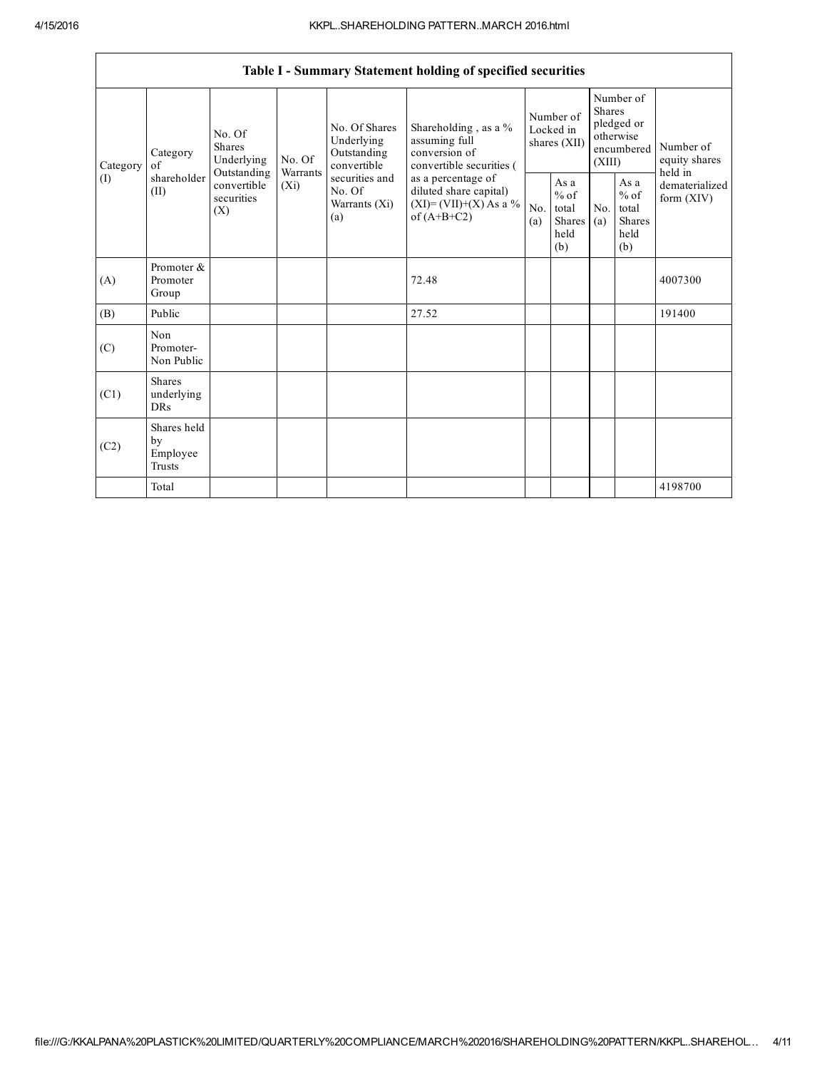| Table I - Summary Statement holding of specified securities | | | | | | | | | | | |
|---|---|---|---|---|---|---|---|---|---|---|---|
| Category (I) | Category of shareholder (II) | No. Of Shares Underlying Outstanding convertible securities (X) | No. Of Warrants (Xi) | No. Of Shares Underlying Outstanding convertible securities and No. Of Warrants (Xi) (a) | Shareholding , as a % assuming full conversion of convertible securities ( as a percentage of diluted share capital) (XI)= (VII)+(X) As a % of (A+B+C2) | Number of Locked in shares (XII) | | Number of Shares pledged or otherwise encumbered (XIII) | | Number of equity shares held in dematerialized form (XIV) |
| | | | | | | No. (a) | As a % of total Shares held (b) | No. (a) | As a % of total Shares held (b) | |
| (A) | Promoter & Promoter Group | | | | 72.48 | | | | | 4007300 |
| (B) | Public | | | | 27.52 | | | | | 191400 |
| (C) | Non Promoter- Non Public | | | | | | | | | |
| (C1) | Shares underlying DRs | | | | | | | | | |
| (C2) | Shares held by Employee Trusts | | | | | | | | | |
| | Total | | | | | | | | | 4198700 |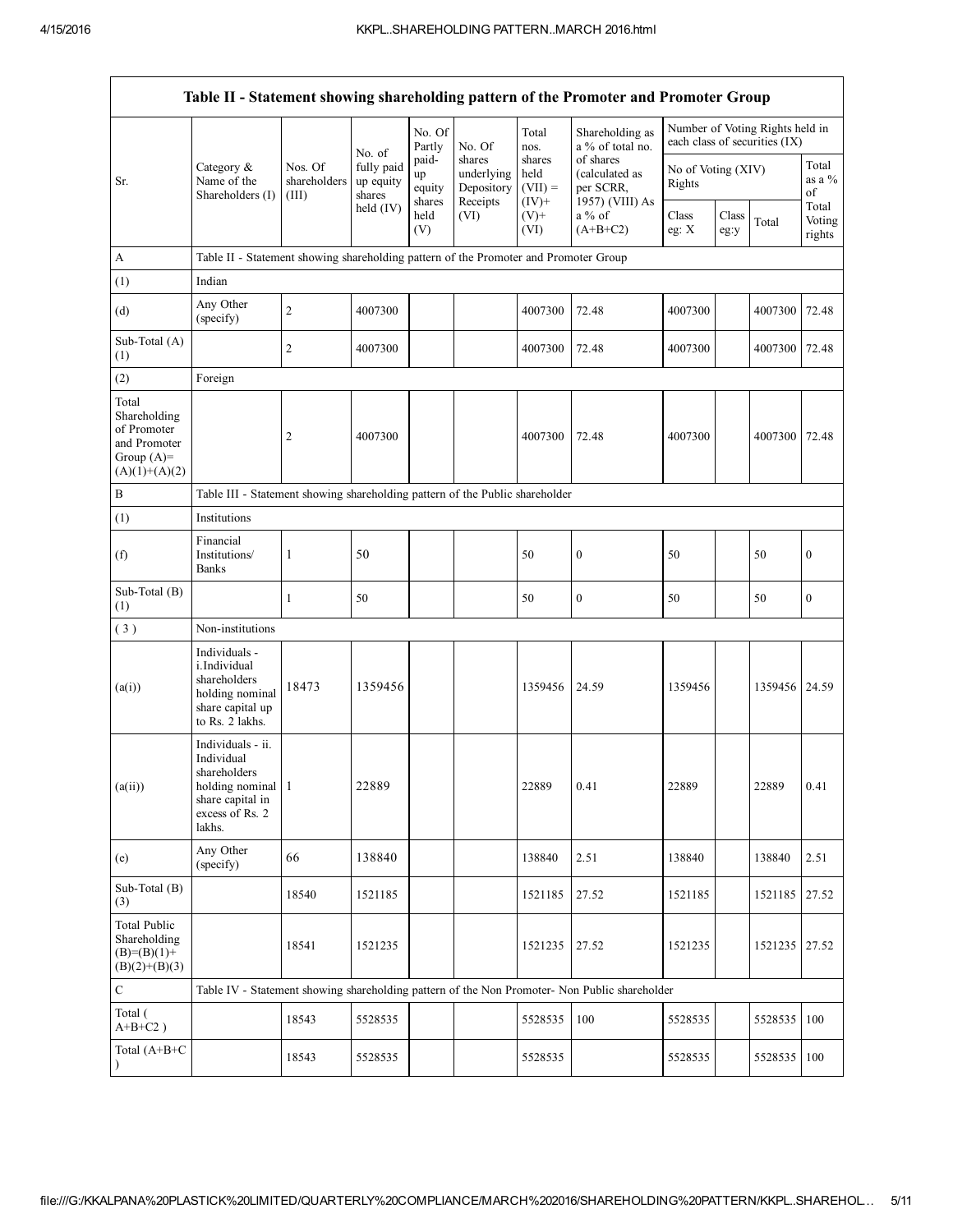| Table II - Statement showing shareholding pattern of the Promoter and Promoter Group | | | | | | | | | | | | |
|---|---|---|---|---|---|---|---|---|---|---|---|---|
| Sr. | Category & Name of the Shareholders (I) | Nos. Of shareholders (III) | No. of fully paid up equity shares held (IV) | No. Of Partly paid-up equity shares held (V) | No. Of shares underlying Depository Receipts (VI) | Total nos. shares held (VII) = (IV)+ (V)+ (VI) | Shareholding as a % of total no. of shares (calculated as per SCRR, 1957) (VIII) As a % of (A+B+C2) | Number of Voting Rights held in each class of securities (IX) | | | |
| | | | | | | | | No of Voting (XIV) Rights | | | Total as a % of Total Voting rights |
| | | | | | | | | Class eg: X | Class eg:y | Total | |
| A | Table II - Statement showing shareholding pattern of the Promoter and Promoter Group | | | | | | | | | | |
| (1) | Indian | | | | | | | | | | |
| (d) | Any Other (specify) | 2 | 4007300 | | | 4007300 | 72.48 | 4007300 | | 4007300 | 72.48 |
| Sub-Total (A) (1) | | 2 | 4007300 | | | 4007300 | 72.48 | 4007300 | | 4007300 | 72.48 |
| (2) | Foreign | | | | | | | | | | |
| Total Shareholding of Promoter and Promoter Group (A)= (A)(1)+(A)(2) | | 2 | 4007300 | | | 4007300 | 72.48 | 4007300 | | 4007300 | 72.48 |
| B | Table III - Statement showing shareholding pattern of the Public shareholder | | | | | | | | | | |
| (1) | Institutions | | | | | | | | | | |
| (f) | Financial Institutions/ Banks | 1 | 50 | | | 50 | 0 | 50 | | 50 | 0 |
| Sub-Total (B) (1) | | 1 | 50 | | | 50 | 0 | 50 | | 50 | 0 |
| ( 3 ) | Non-institutions | | | | | | | | | | |
| (a(i)) | Individuals - i.Individual shareholders holding nominal share capital up to Rs. 2 lakhs. | 18473 | 1359456 | | | 1359456 | 24.59 | 1359456 | | 1359456 | 24.59 |
| (a(ii)) | Individuals - ii. Individual shareholders holding nominal share capital in excess of Rs. 2 lakhs. | 1 | 22889 | | | 22889 | 0.41 | 22889 | | 22889 | 0.41 |
| (e) | Any Other (specify) | 66 | 138840 | | | 138840 | 2.51 | 138840 | | 138840 | 2.51 |
| Sub-Total (B) (3) | | 18540 | 1521185 | | | 1521185 | 27.52 | 1521185 | | 1521185 | 27.52 |
| Total Public Shareholding (B)=(B)(1)+ (B)(2)+(B)(3) | | 18541 | 1521235 | | | 1521235 | 27.52 | 1521235 | | 1521235 | 27.52 |
| C | Table IV - Statement showing shareholding pattern of the Non Promoter- Non Public shareholder | | | | | | | | | | |
| Total ( A+B+C2 ) | | 18543 | 5528535 | | | 5528535 | 100 | 5528535 | | 5528535 | 100 |
| Total (A+B+C ) | | 18543 | 5528535 | | | 5528535 | | 5528535 | | 5528535 | 100 |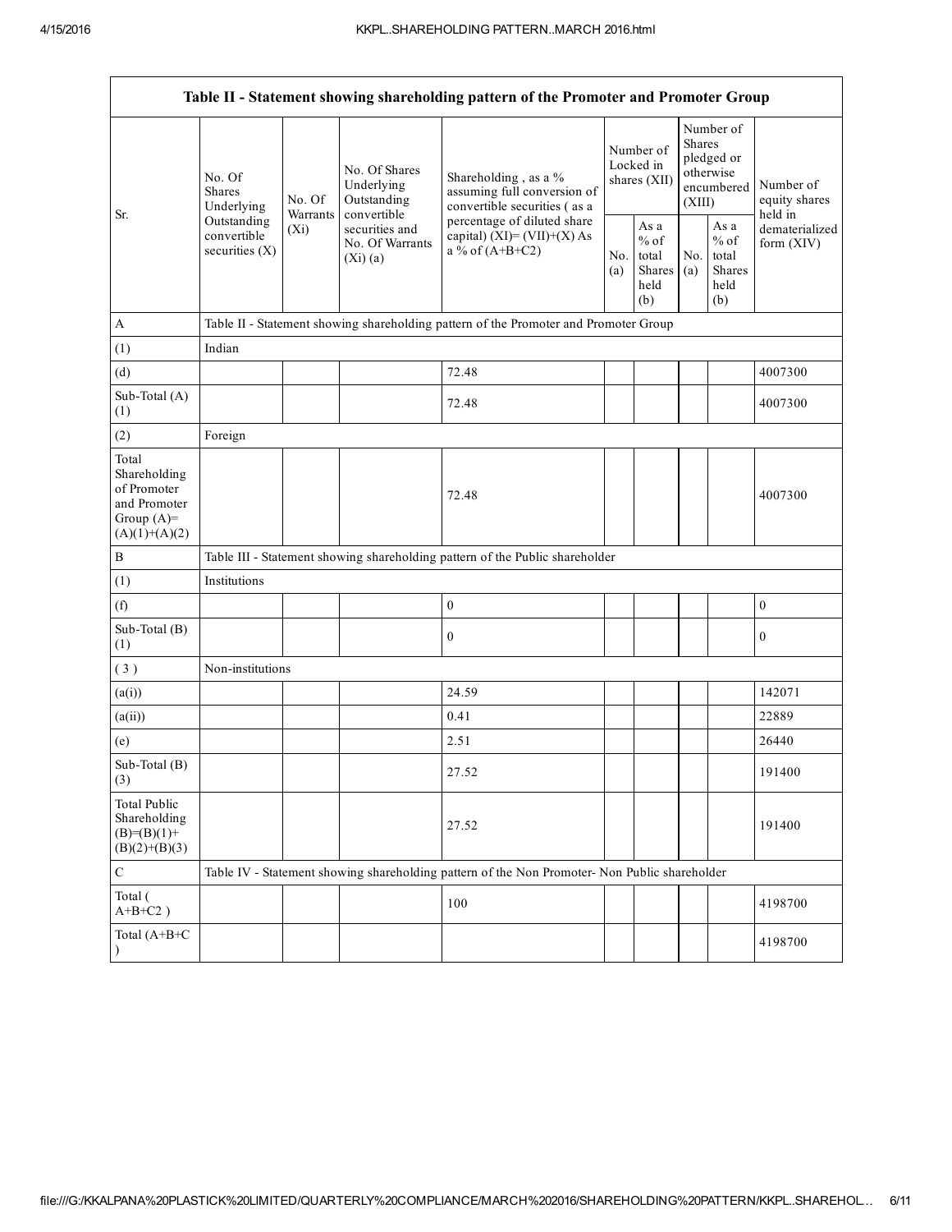| Table II - Statement showing shareholding pattern of the Promoter and Promoter Group | | | | | | | | | |
|---|---|---|---|---|---|---|---|---|---|
| Sr. | No. Of Shares Underlying Outstanding convertible securities (X) | No. Of Warrants (Xi) | No. Of Shares Underlying Outstanding convertible securities and No. Of Warrants (Xi) (a) | Shareholding , as a % assuming full conversion of convertible securities ( as a percentage of diluted share capital) (XI)= (VII)+(X) As a % of (A+B+C2) | Number of Locked in shares (XII) | | Number of Shares pledged or otherwise encumbered (XIII) | | Number of equity shares held in dematerialized form (XIV) |
| | | | | | No. (a) | As a % of total Shares held (b) | No. (a) | As a % of total Shares held (b) | |
| A | Table II - Statement showing shareholding pattern of the Promoter and Promoter Group | | | | | | | | |
| (1) | Indian | | | | | | | | |
| (d) | | | | 72.48 | | | | | 4007300 |
| Sub-Total (A) (1) | | | | 72.48 | | | | | 4007300 |
| (2) | Foreign | | | | | | | | |
| Total Shareholding of Promoter and Promoter Group (A)= (A)(1)+(A)(2) | | | | 72.48 | | | | | 4007300 |
| B | Table III - Statement showing shareholding pattern of the Public shareholder | | | | | | | | |
| (1) | Institutions | | | | | | | | |
| (f) | | | | 0 | | | | | 0 |
| Sub-Total (B) (1) | | | | 0 | | | | | 0 |
| ( 3 ) | Non-institutions | | | | | | | | |
| (a(i)) | | | | 24.59 | | | | | 142071 |
| (a(ii)) | | | | 0.41 | | | | | 22889 |
| (e) | | | | 2.51 | | | | | 26440 |
| Sub-Total (B) (3) | | | | 27.52 | | | | | 191400 |
| Total Public Shareholding (B)=(B)(1)+ (B)(2)+(B)(3) | | | | 27.52 | | | | | 191400 |
| C | Table IV - Statement showing shareholding pattern of the Non Promoter- Non Public shareholder | | | | | | | | |
| Total ( A+B+C2 ) | | | | 100 | | | | | 4198700 |
| Total (A+B+C ) | | | | | | | | | 4198700 |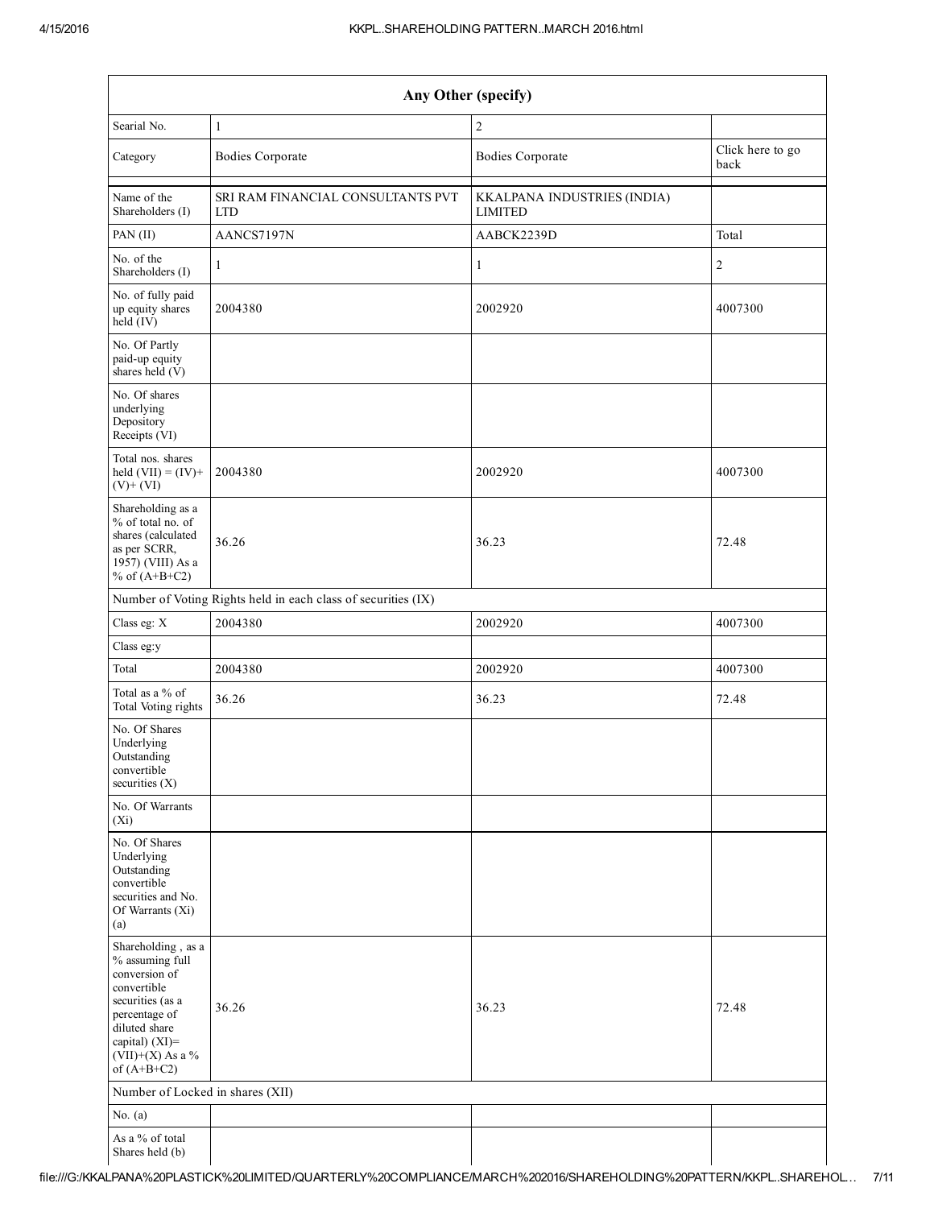| Any Other (specify) | | | |
|---|---|---|---|
| Searial No. | 1 | 2 | |
| Category | Bodies Corporate | Bodies Corporate | Click here to go back |
| Name of the Shareholders (I) | SRI RAM FINANCIAL CONSULTANTS PVT LTD | KKALPANA INDUSTRIES (INDIA) LIMITED | |
| PAN (II) | AANCS7197N | AABCK2239D | Total |
| No. of the Shareholders (I) | 1 | 1 | 2 |
| No. of fully paid up equity shares held (IV) | 2004380 | 2002920 | 4007300 |
| No. Of Partly paid-up equity shares held (V) | | | |
| No. Of shares underlying Depository Receipts (VI) | | | |
| Total nos. shares held (VII) = (IV)+ (V)+ (VI) | 2004380 | 2002920 | 4007300 |
| Shareholding as a % of total no. of shares (calculated as per SCRR, 1957) (VIII) As a % of (A+B+C2) | 36.26 | 36.23 | 72.48 |
| Number of Voting Rights held in each class of securities (IX) | | | |
| Class eg: X | 2004380 | 2002920 | 4007300 |
| Class eg:y | | | |
| Total | 2004380 | 2002920 | 4007300 |
| Total as a % of Total Voting rights | 36.26 | 36.23 | 72.48 |
| No. Of Shares Underlying Outstanding convertible securities (X) | | | |
| No. Of Warrants (Xi) | | | |
| No. Of Shares Underlying Outstanding convertible securities and No. Of Warrants (Xi) (a) | | | |
| Shareholding , as a % assuming full conversion of convertible securities (as a percentage of diluted share capital) (XI)= (VII)+(X) As a % of (A+B+C2) | 36.26 | 36.23 | 72.48 |
| Number of Locked in shares (XII) | | | |
| No. (a) | | | |
| As a % of total Shares held (b) | | | |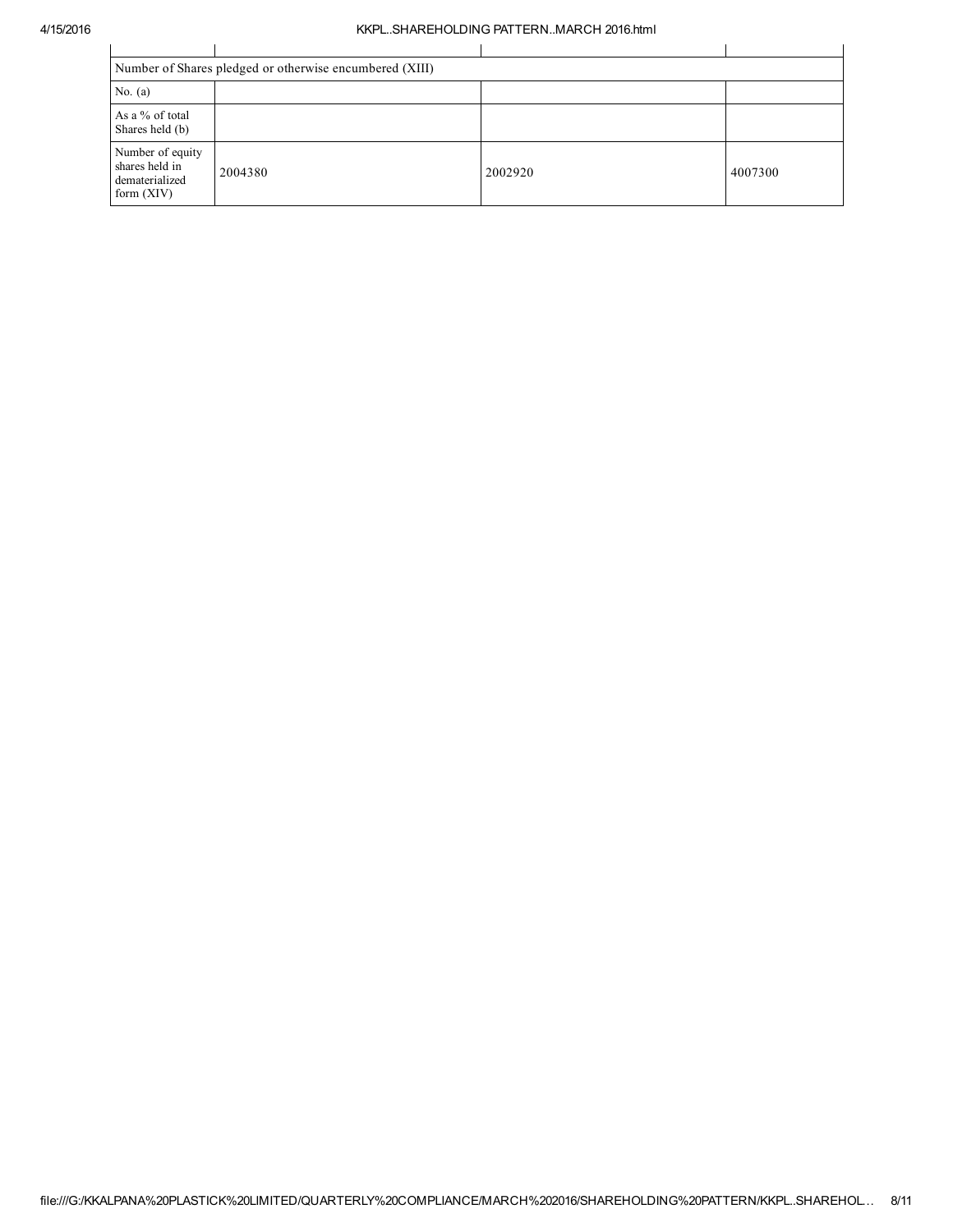| | | | |
|---|---|---|---|
| Number of Shares pledged or otherwise encumbered (XIII) | | | |
| No. (a) | | | |
| As a % of total Shares held (b) | | | |
| Number of equity shares held in dematerialized form (XIV) | 2004380 | 2002920 | 4007300 |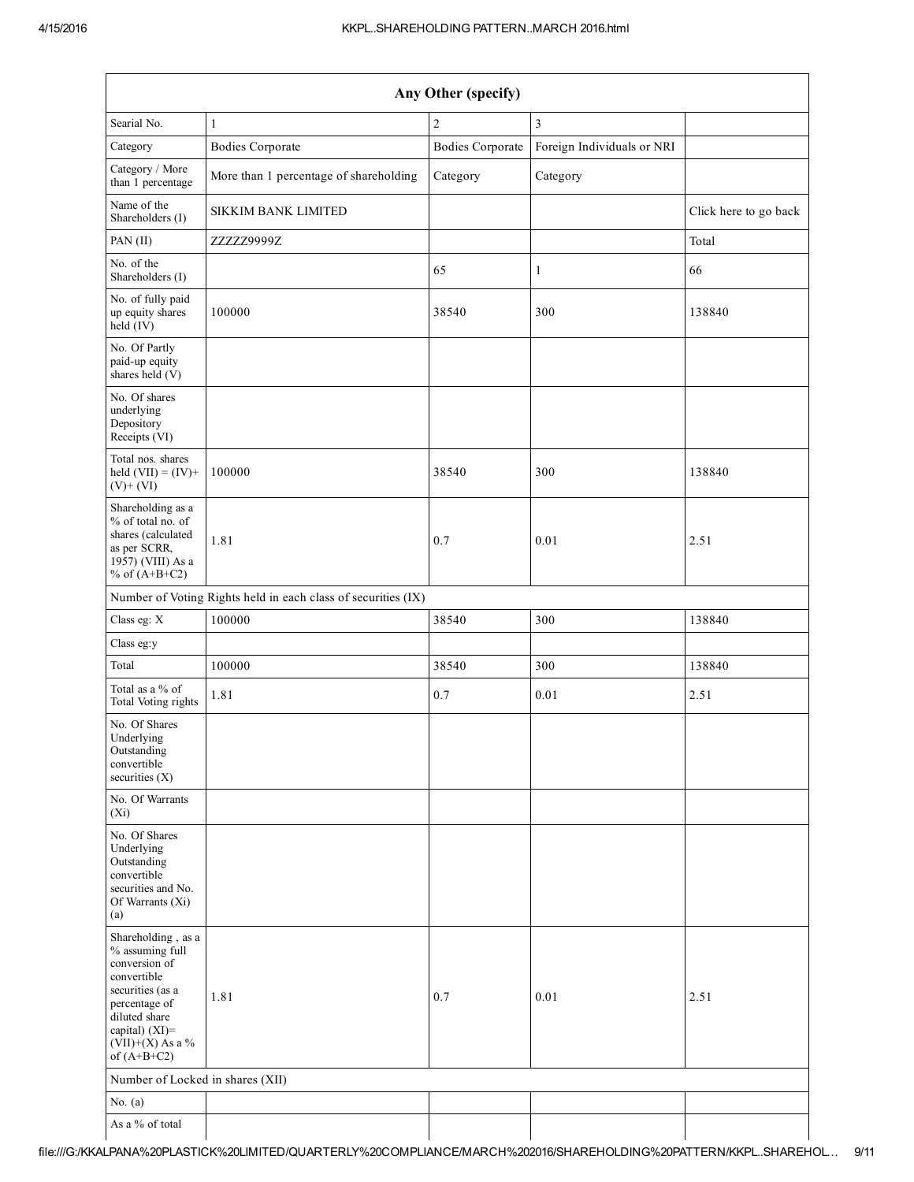| Any Other (specify) | | | | |
|---|---|---|---|---|
| Searial No. | 1 | 2 | 3 | |
| Category | Bodies Corporate | Bodies Corporate | Foreign Individuals or NRI | |
| Category / More than 1 percentage | More than 1 percentage of shareholding | Category | Category | |
| Name of the Shareholders (I) | SIKKIM BANK LIMITED | | | Click here to go back |
| PAN (II) | ZZZZZ9999Z | | | Total |
| No. of the Shareholders (I) | | 65 | 1 | 66 |
| No. of fully paid up equity shares held (IV) | 100000 | 38540 | 300 | 138840 |
| No. Of Partly paid-up equity shares held (V) | | | | |
| No. Of shares underlying Depository Receipts (VI) | | | | |
| Total nos. shares held (VII) = (IV)+ (V)+ (VI) | 100000 | 38540 | 300 | 138840 |
| Shareholding as a % of total no. of shares (calculated as per SCRR, 1957) (VIII) As a % of (A+B+C2) | 1.81 | 0.7 | 0.01 | 2.51 |
| Number of Voting Rights held in each class of securities (IX) | | | | |
| Class eg: X | 100000 | 38540 | 300 | 138840 |
| Class eg:y | | | | |
| Total | 100000 | 38540 | 300 | 138840 |
| Total as a % of Total Voting rights | 1.81 | 0.7 | 0.01 | 2.51 |
| No. Of Shares Underlying Outstanding convertible securities (X) | | | | |
| No. Of Warrants (Xi) | | | | |
| No. Of Shares Underlying Outstanding convertible securities and No. Of Warrants (Xi) (a) | | | | |
| Shareholding , as a % assuming full conversion of convertible securities (as a percentage of diluted share capital) (XI)= (VII)+(X) As a % of (A+B+C2) | 1.81 | 0.7 | 0.01 | 2.51 |
| Number of Locked in shares (XII) | | | | |
| No. (a) | | | | |
| As a % of total | | | | |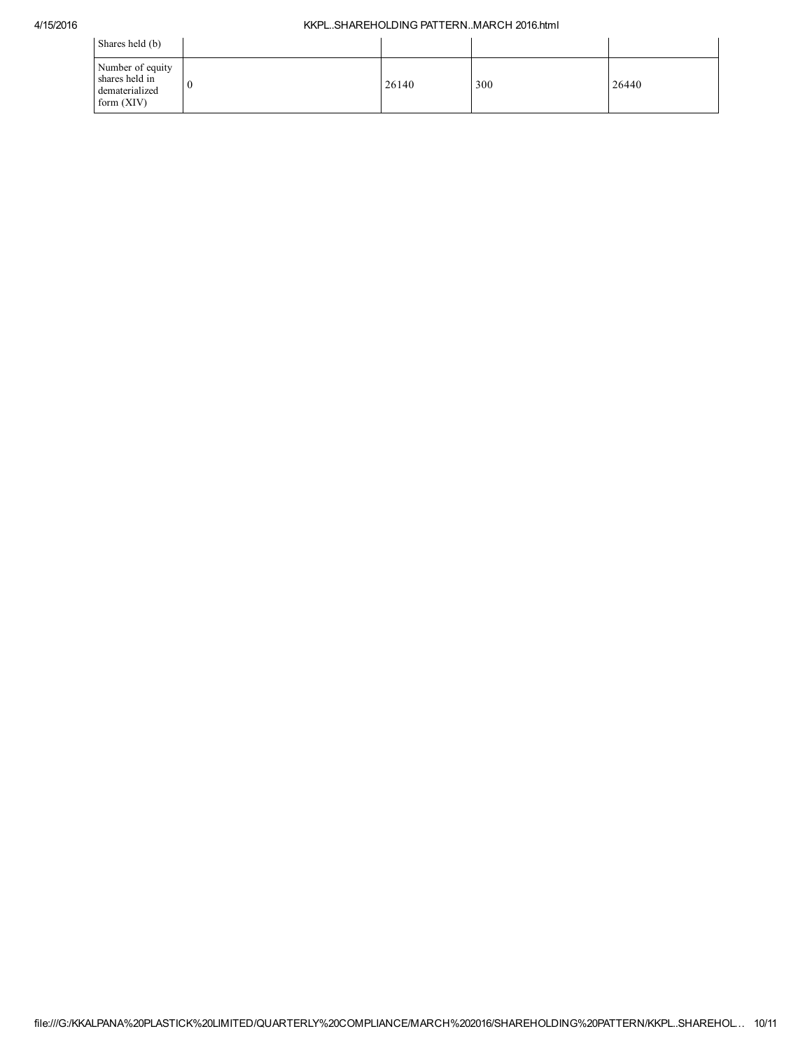| | | | | |
|---|---|---|---|---|
| Shares held (b) | | | | |
| Number of equity shares held in dematerialized form (XIV) | 0 | 26140 | 300 | 26440 |